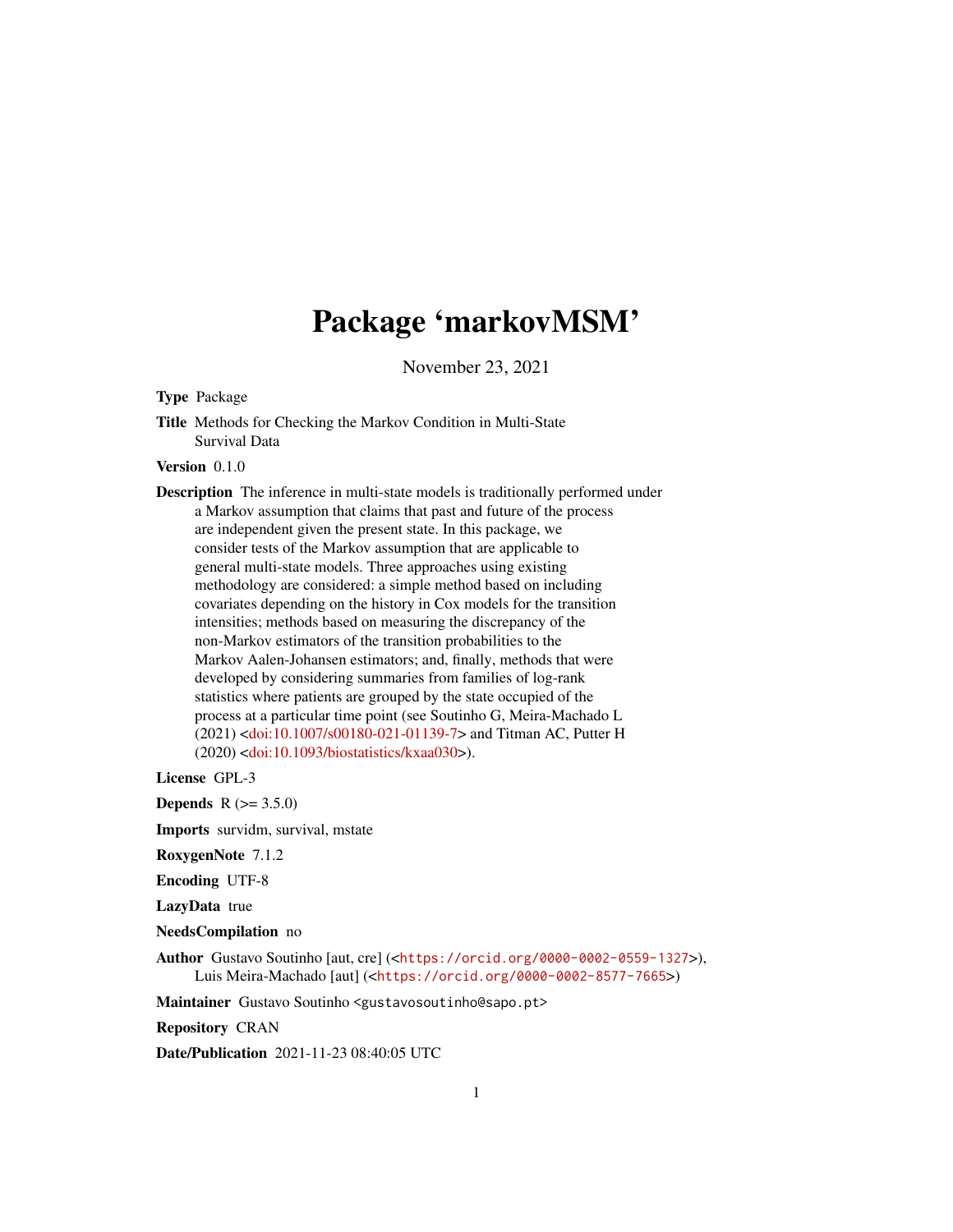# Package 'markovMSM'

November 23, 2021

**Type** Package

**Title** Methods for Checking the Markov Condition in Multi-State Survival Data

**Version** 0.1.0

**Description** The inference in multi-state models is traditionally performed under a Markov assumption that claims that past and future of the process are independent given the present state. In this package, we consider tests of the Markov assumption that are applicable to general multi-state models. Three approaches using existing methodology are considered: a simple method based on including covariates depending on the history in Cox models for the transition intensities; methods based on measuring the discrepancy of the non-Markov estimators of the transition probabilities to the Markov Aalen-Johansen estimators; and, finally, methods that were developed by considering summaries from families of log-rank statistics where patients are grouped by the state occupied of the process at a particular time point (see Soutinho G, Meira-Machado L (2021) <doi:10.1007/s00180-021-01139-7> and Titman AC, Putter H (2020) <doi:10.1093/biostatistics/kxaa030>).

**License** GPL-3

**Depends** R (>= 3.5.0)

**Imports** survidm, survival, mstate

**RoxygenNote** 7.1.2

**Encoding** UTF-8

**LazyData** true

**NeedsCompilation** no

**Author** Gustavo Soutinho [aut, cre] (<https://orcid.org/0000-0002-0559-1327>), Luis Meira-Machado [aut] (<https://orcid.org/0000-0002-8577-7665>)

**Maintainer** Gustavo Soutinho <gustavosoutinho@sapo.pt>

**Repository** CRAN

**Date/Publication** 2021-11-23 08:40:05 UTC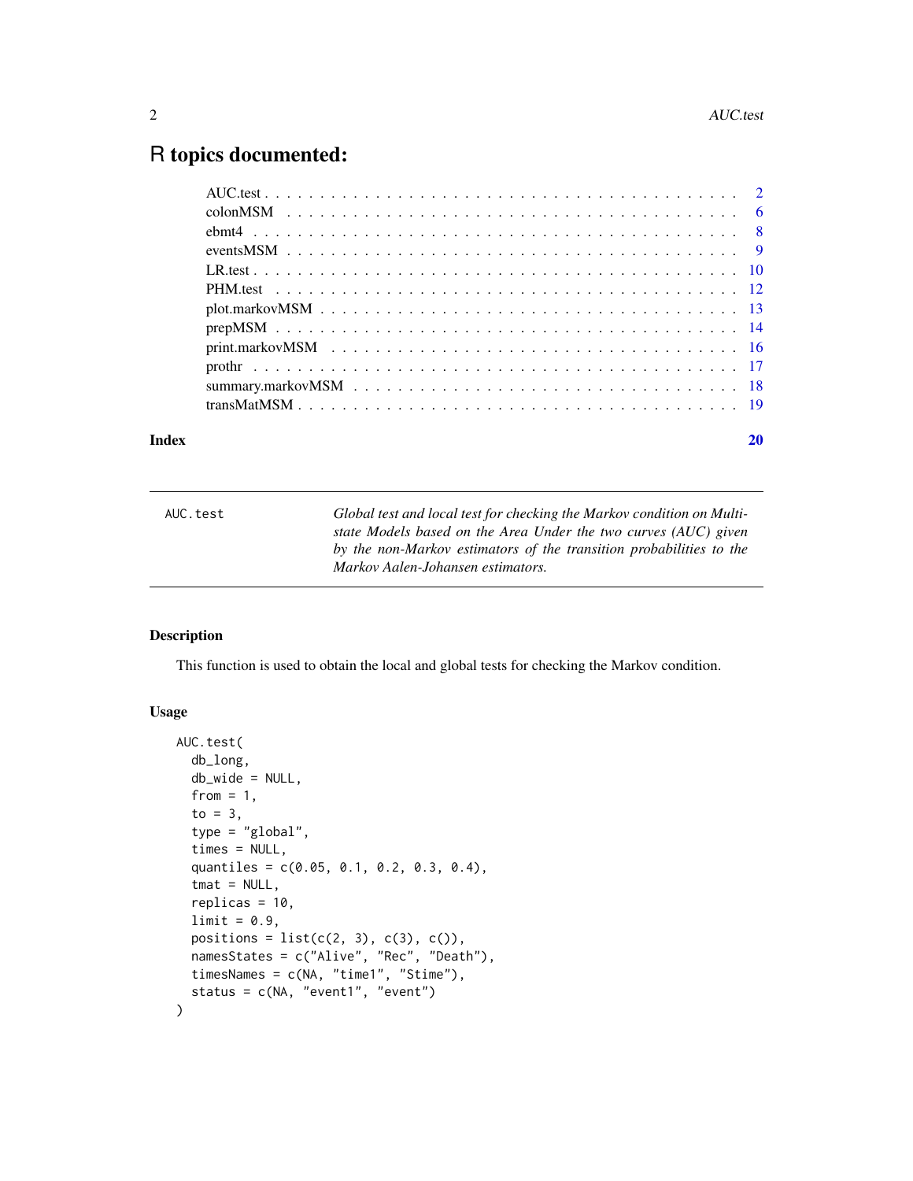# R topics documented:

- AUC.test . . . . . . . . . . . . . . . . . . . . . . . . . . . . . . . . . . . . . . . . . 2
- colonMSM . . . . . . . . . . . . . . . . . . . . . . . . . . . . . . . . . . . . . . . . 6
- ebmt4 . . . . . . . . . . . . . . . . . . . . . . . . . . . . . . . . . . . . . . . . . . 8
- eventsMSM . . . . . . . . . . . . . . . . . . . . . . . . . . . . . . . . . . . . . . . 9
- LR.test . . . . . . . . . . . . . . . . . . . . . . . . . . . . . . . . . . . . . . . . . 10
- PHM.test . . . . . . . . . . . . . . . . . . . . . . . . . . . . . . . . . . . . . . . . 12
- plot.markovMSM . . . . . . . . . . . . . . . . . . . . . . . . . . . . . . . . . . . . 13
- prepMSM . . . . . . . . . . . . . . . . . . . . . . . . . . . . . . . . . . . . . . . . 14
- print.markovMSM . . . . . . . . . . . . . . . . . . . . . . . . . . . . . . . . . . . . 16
- prothr . . . . . . . . . . . . . . . . . . . . . . . . . . . . . . . . . . . . . . . . . 17
- summary.markovMSM . . . . . . . . . . . . . . . . . . . . . . . . . . . . . . . . . . 18
- transMatMSM . . . . . . . . . . . . . . . . . . . . . . . . . . . . . . . . . . . . . . 19

**Index** 20

---

`AUC.test` *Global test and local test for checking the Markov condition on Multi-state Models based on the Area Under the two curves (AUC) given by the non-Markov estimators of the transition probabilities to the Markov Aalen-Johansen estimators.*

---

### Description

This function is used to obtain the local and global tests for checking the Markov condition.

### Usage

```
AUC.test(
  db_long,
  db_wide = NULL,
  from = 1,
  to = 3,
  type = "global",
  times = NULL,
  quantiles = c(0.05, 0.1, 0.2, 0.3, 0.4),
  tmat = NULL,
  replicas = 10,
  limit = 0.9,
  positions = list(c(2, 3), c(3), c()),
  namesStates = c("Alive", "Rec", "Death"),
  timesNames = c(NA, "time1", "Stime"),
  status = c(NA, "event1", "event")
)
```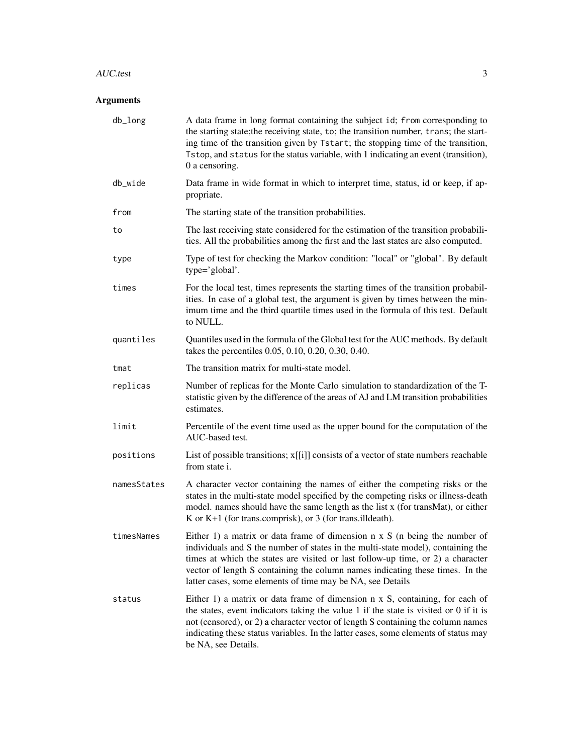## Arguments

| | |
|---|---|
| `db_long` | A data frame in long format containing the subject `id`; `from` corresponding to the starting state;the receiving state, `to`; the transition number, `trans`; the starting time of the transition given by `Tstart`; the stopping time of the transition, `Tstop`, and `status` for the status variable, with 1 indicating an event (transition), 0 a censoring. |
| `db_wide` | Data frame in wide format in which to interpret time, status, id or keep, if appropriate. |
| `from` | The starting state of the transition probabilities. |
| `to` | The last receiving state considered for the estimation of the transition probabilities. All the probabilities among the first and the last states are also computed. |
| `type` | Type of test for checking the Markov condition: "local" or "global". By default type='global'. |
| `times` | For the local test, times represents the starting times of the transition probabilities. In case of a global test, the argument is given by times between the minimum time and the third quartile times used in the formula of this test. Default to NULL. |
| `quantiles` | Quantiles used in the formula of the Global test for the AUC methods. By default takes the percentiles 0.05, 0.10, 0.20, 0.30, 0.40. |
| `tmat` | The transition matrix for multi-state model. |
| `replicas` | Number of replicas for the Monte Carlo simulation to standardization of the T-statistic given by the difference of the areas of AJ and LM transition probabilities estimates. |
| `limit` | Percentile of the event time used as the upper bound for the computation of the AUC-based test. |
| `positions` | List of possible transitions; x[[i]] consists of a vector of state numbers reachable from state i. |
| `namesStates` | A character vector containing the names of either the competing risks or the states in the multi-state model specified by the competing risks or illness-death model. names should have the same length as the list x (for transMat), or either K or K+1 (for trans.comprisk), or 3 (for trans.illdeath). |
| `timesNames` | Either 1) a matrix or data frame of dimension n x S (n being the number of individuals and S the number of states in the multi-state model), containing the times at which the states are visited or last follow-up time, or 2) a character vector of length S containing the column names indicating these times. In the latter cases, some elements of time may be NA, see Details |
| `status` | Either 1) a matrix or data frame of dimension n x S, containing, for each of the states, event indicators taking the value 1 if the state is visited or 0 if it is not (censored), or 2) a character vector of length S containing the column names indicating these status variables. In the latter cases, some elements of status may be NA, see Details. |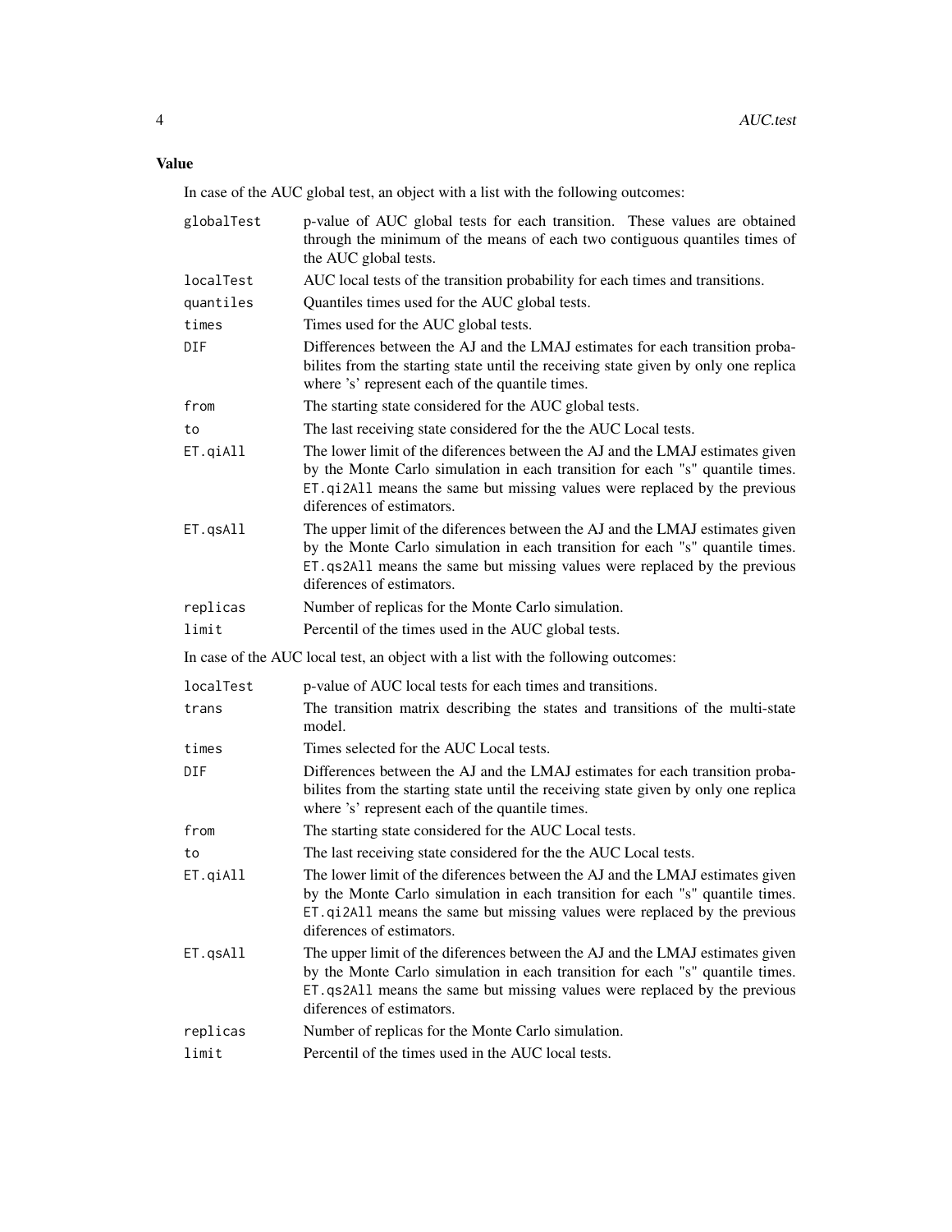## Value

In case of the AUC global test, an object with a list with the following outcomes:

`globalTest` p-value of AUC global tests for each transition. These values are obtained through the minimum of the means of each two contiguous quantiles times of the AUC global tests.

`localTest` AUC local tests of the transition probability for each times and transitions.

`quantiles` Quantiles times used for the AUC global tests.

`times` Times used for the AUC global tests.

`DIF` Differences between the AJ and the LMAJ estimates for each transition probabilites from the starting state until the receiving state given by only one replica where 's' represent each of the quantile times.

`from` The starting state considered for the AUC global tests.

`to` The last receiving state considered for the the AUC Local tests.

`ET.qiAll` The lower limit of the diferences between the AJ and the LMAJ estimates given by the Monte Carlo simulation in each transition for each "s" quantile times. `ET.qi2All` means the same but missing values were replaced by the previous diferences of estimators.

`ET.qsAll` The upper limit of the diferences between the AJ and the LMAJ estimates given by the Monte Carlo simulation in each transition for each "s" quantile times. `ET.qs2All` means the same but missing values were replaced by the previous diferences of estimators.

`replicas` Number of replicas for the Monte Carlo simulation.

`limit` Percentil of the times used in the AUC global tests.

In case of the AUC local test, an object with a list with the following outcomes:

`localTest` p-value of AUC local tests for each times and transitions.

`trans` The transition matrix describing the states and transitions of the multi-state model.

`times` Times selected for the AUC Local tests.

`DIF` Differences between the AJ and the LMAJ estimates for each transition probabilites from the starting state until the receiving state given by only one replica where 's' represent each of the quantile times.

`from` The starting state considered for the AUC Local tests.

`to` The last receiving state considered for the the AUC Local tests.

`ET.qiAll` The lower limit of the diferences between the AJ and the LMAJ estimates given by the Monte Carlo simulation in each transition for each "s" quantile times. `ET.qi2All` means the same but missing values were replaced by the previous diferences of estimators.

`ET.qsAll` The upper limit of the diferences between the AJ and the LMAJ estimates given by the Monte Carlo simulation in each transition for each "s" quantile times. `ET.qs2All` means the same but missing values were replaced by the previous diferences of estimators.

`replicas` Number of replicas for the Monte Carlo simulation.

`limit` Percentil of the times used in the AUC local tests.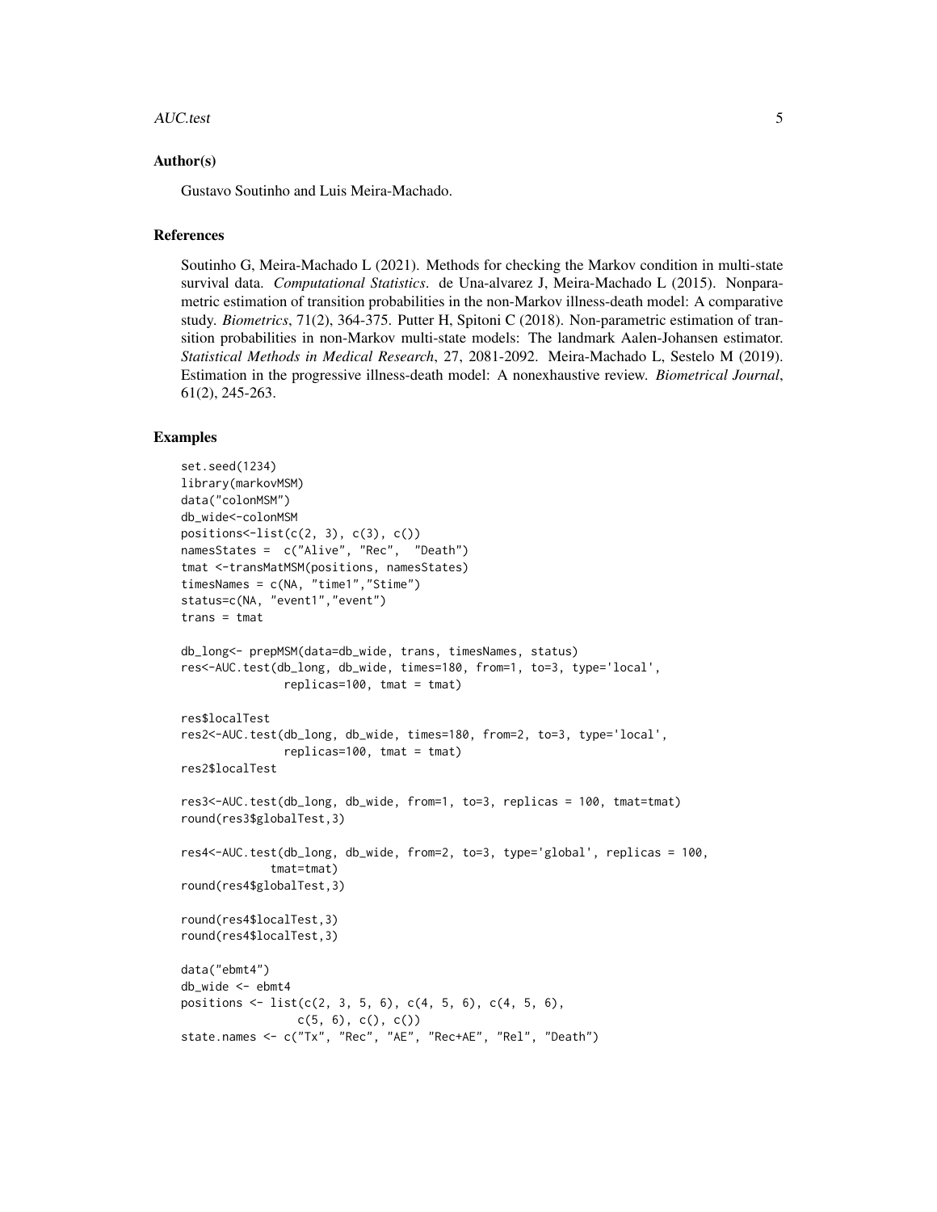## Author(s)

Gustavo Soutinho and Luis Meira-Machado.

## References

Soutinho G, Meira-Machado L (2021). Methods for checking the Markov condition in multi-state survival data. *Computational Statistics*. de Una-alvarez J, Meira-Machado L (2015). Nonparametric estimation of transition probabilities in the non-Markov illness-death model: A comparative study. *Biometrics*, 71(2), 364-375. Putter H, Spitoni C (2018). Non-parametric estimation of transition probabilities in non-Markov multi-state models: The landmark Aalen-Johansen estimator. *Statistical Methods in Medical Research*, 27, 2081-2092. Meira-Machado L, Sestelo M (2019). Estimation in the progressive illness-death model: A nonexhaustive review. *Biometrical Journal*, 61(2), 245-263.

## Examples

```
set.seed(1234)
library(markovMSM)
data("colonMSM")
db_wide<-colonMSM
positions<-list(c(2, 3), c(3), c())
namesStates =  c("Alive", "Rec",  "Death")
tmat <-transMatMSM(positions, namesStates)
timesNames = c(NA, "time1","Stime")
status=c(NA, "event1","event")
trans = tmat

db_long<- prepMSM(data=db_wide, trans, timesNames, status)
res<-AUC.test(db_long, db_wide, times=180, from=1, to=3, type='local',
              replicas=100, tmat = tmat)

res$localTest
res2<-AUC.test(db_long, db_wide, times=180, from=2, to=3, type='local',
              replicas=100, tmat = tmat)
res2$localTest

res3<-AUC.test(db_long, db_wide, from=1, to=3, replicas = 100, tmat=tmat)
round(res3$globalTest,3)

res4<-AUC.test(db_long, db_wide, from=2, to=3, type='global', replicas = 100,
            tmat=tmat)
round(res4$globalTest,3)

round(res4$localTest,3)
round(res4$localTest,3)

data("ebmt4")
db_wide <- ebmt4
positions <- list(c(2, 3, 5, 6), c(4, 5, 6), c(4, 5, 6),
                 c(5, 6), c(), c())
state.names <- c("Tx", "Rec", "AE", "Rec+AE", "Rel", "Death")
```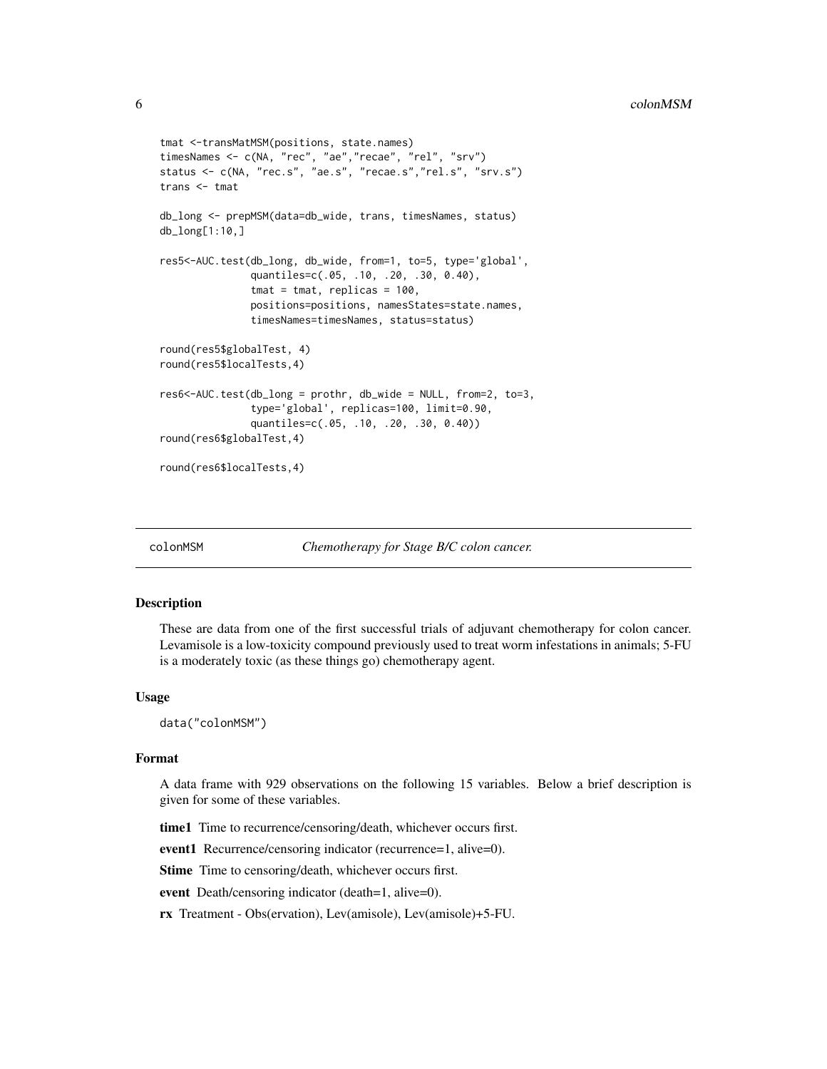```
tmat <-transMatMSM(positions, state.names)
timesNames <- c(NA, "rec", "ae","recae", "rel", "srv")
status <- c(NA, "rec.s", "ae.s", "recae.s","rel.s", "srv.s")
trans <- tmat

db_long <- prepMSM(data=db_wide, trans, timesNames, status)
db_long[1:10,]

res5<-AUC.test(db_long, db_wide, from=1, to=5, type='global',
               quantiles=c(.05, .10, .20, .30, 0.40),
               tmat = tmat, replicas = 100,
               positions=positions, namesStates=state.names,
               timesNames=timesNames, status=status)

round(res5$globalTest, 4)
round(res5$localTests,4)

res6<-AUC.test(db_long = prothr, db_wide = NULL, from=2, to=3,
               type='global', replicas=100, limit=0.90,
               quantiles=c(.05, .10, .20, .30, 0.40))
round(res6$globalTest,4)

round(res6$localTests,4)
```

## colonMSM *Chemotherapy for Stage B/C colon cancer.*

### Description

These are data from one of the first successful trials of adjuvant chemotherapy for colon cancer. Levamisole is a low-toxicity compound previously used to treat worm infestations in animals; 5-FU is a moderately toxic (as these things go) chemotherapy agent.

### Usage

```
data("colonMSM")
```

### Format

A data frame with 929 observations on the following 15 variables. Below a brief description is given for some of these variables.

**time1** Time to recurrence/censoring/death, whichever occurs first.

**event1** Recurrence/censoring indicator (recurrence=1, alive=0).

**Stime** Time to censoring/death, whichever occurs first.

**event** Death/censoring indicator (death=1, alive=0).

**rx** Treatment - Obs(ervation), Lev(amisole), Lev(amisole)+5-FU.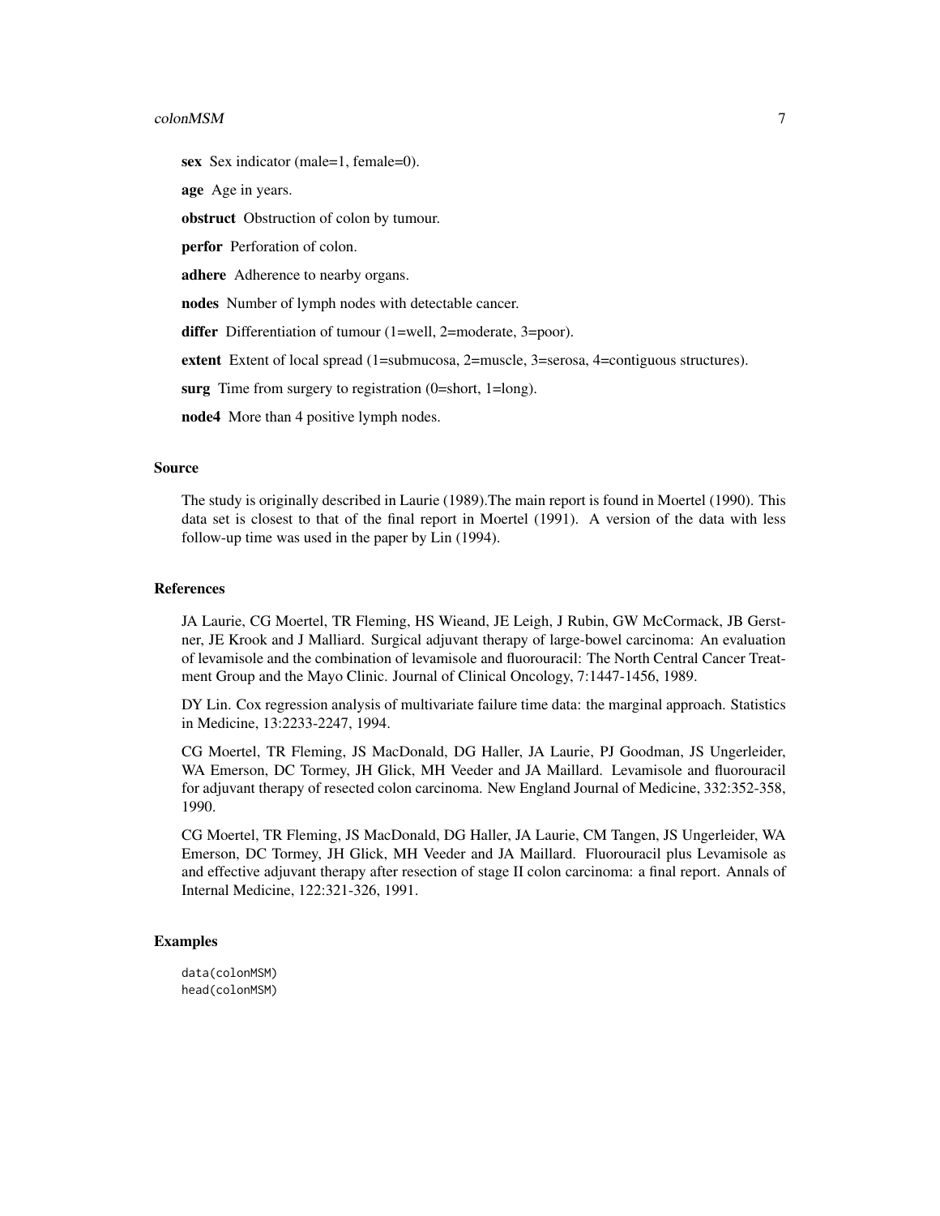**sex** Sex indicator (male=1, female=0).

**age** Age in years.

**obstruct** Obstruction of colon by tumour.

**perfor** Perforation of colon.

**adhere** Adherence to nearby organs.

**nodes** Number of lymph nodes with detectable cancer.

**differ** Differentiation of tumour (1=well, 2=moderate, 3=poor).

**extent** Extent of local spread (1=submucosa, 2=muscle, 3=serosa, 4=contiguous structures).

**surg** Time from surgery to registration (0=short, 1=long).

**node4** More than 4 positive lymph nodes.

### Source

The study is originally described in Laurie (1989).The main report is found in Moertel (1990). This data set is closest to that of the final report in Moertel (1991). A version of the data with less follow-up time was used in the paper by Lin (1994).

### References

JA Laurie, CG Moertel, TR Fleming, HS Wieand, JE Leigh, J Rubin, GW McCormack, JB Gerstner, JE Krook and J Malliard. Surgical adjuvant therapy of large-bowel carcinoma: An evaluation of levamisole and the combination of levamisole and fluorouracil: The North Central Cancer Treatment Group and the Mayo Clinic. Journal of Clinical Oncology, 7:1447-1456, 1989.

DY Lin. Cox regression analysis of multivariate failure time data: the marginal approach. Statistics in Medicine, 13:2233-2247, 1994.

CG Moertel, TR Fleming, JS MacDonald, DG Haller, JA Laurie, PJ Goodman, JS Ungerleider, WA Emerson, DC Tormey, JH Glick, MH Veeder and JA Maillard. Levamisole and fluorouracil for adjuvant therapy of resected colon carcinoma. New England Journal of Medicine, 332:352-358, 1990.

CG Moertel, TR Fleming, JS MacDonald, DG Haller, JA Laurie, CM Tangen, JS Ungerleider, WA Emerson, DC Tormey, JH Glick, MH Veeder and JA Maillard. Fluorouracil plus Levamisole as and effective adjuvant therapy after resection of stage II colon carcinoma: a final report. Annals of Internal Medicine, 122:321-326, 1991.

### Examples

```
data(colonMSM)
head(colonMSM)
```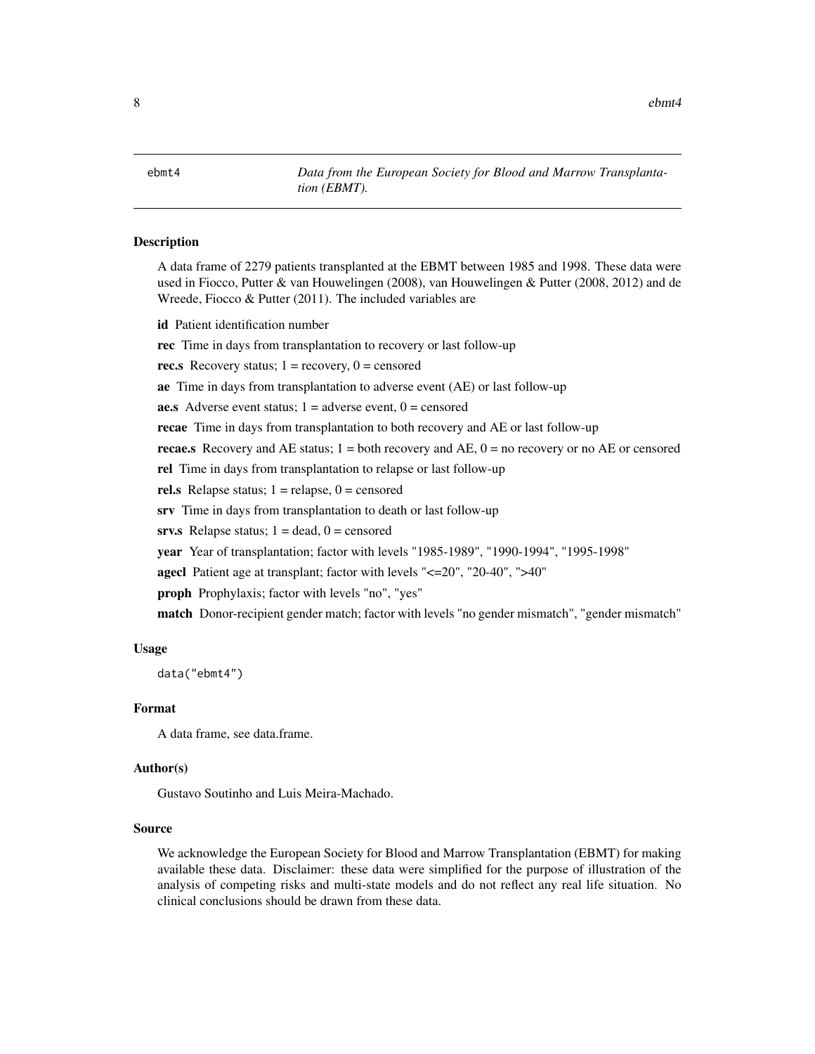# ebmt4 — *Data from the European Society for Blood and Marrow Transplantation (EBMT).*

## Description

A data frame of 2279 patients transplanted at the EBMT between 1985 and 1998. These data were used in Fiocco, Putter & van Houwelingen (2008), van Houwelingen & Putter (2008, 2012) and de Wreede, Fiocco & Putter (2011). The included variables are

**id** Patient identification number

**rec** Time in days from transplantation to recovery or last follow-up

**rec.s** Recovery status; 1 = recovery, 0 = censored

**ae** Time in days from transplantation to adverse event (AE) or last follow-up

**ae.s** Adverse event status; 1 = adverse event, 0 = censored

**recae** Time in days from transplantation to both recovery and AE or last follow-up

**recae.s** Recovery and AE status; 1 = both recovery and AE, 0 = no recovery or no AE or censored

**rel** Time in days from transplantation to relapse or last follow-up

**rel.s** Relapse status; 1 = relapse, 0 = censored

**srv** Time in days from transplantation to death or last follow-up

**srv.s** Relapse status; 1 = dead, 0 = censored

**year** Year of transplantation; factor with levels "1985-1989", "1990-1994", "1995-1998"

**agecl** Patient age at transplant; factor with levels "<=20", "20-40", ">40"

**proph** Prophylaxis; factor with levels "no", "yes"

**match** Donor-recipient gender match; factor with levels "no gender mismatch", "gender mismatch"

## Usage

```
data("ebmt4")
```

## Format

A data frame, see data.frame.

## Author(s)

Gustavo Soutinho and Luis Meira-Machado.

## Source

We acknowledge the European Society for Blood and Marrow Transplantation (EBMT) for making available these data. Disclaimer: these data were simplified for the purpose of illustration of the analysis of competing risks and multi-state models and do not reflect any real life situation. No clinical conclusions should be drawn from these data.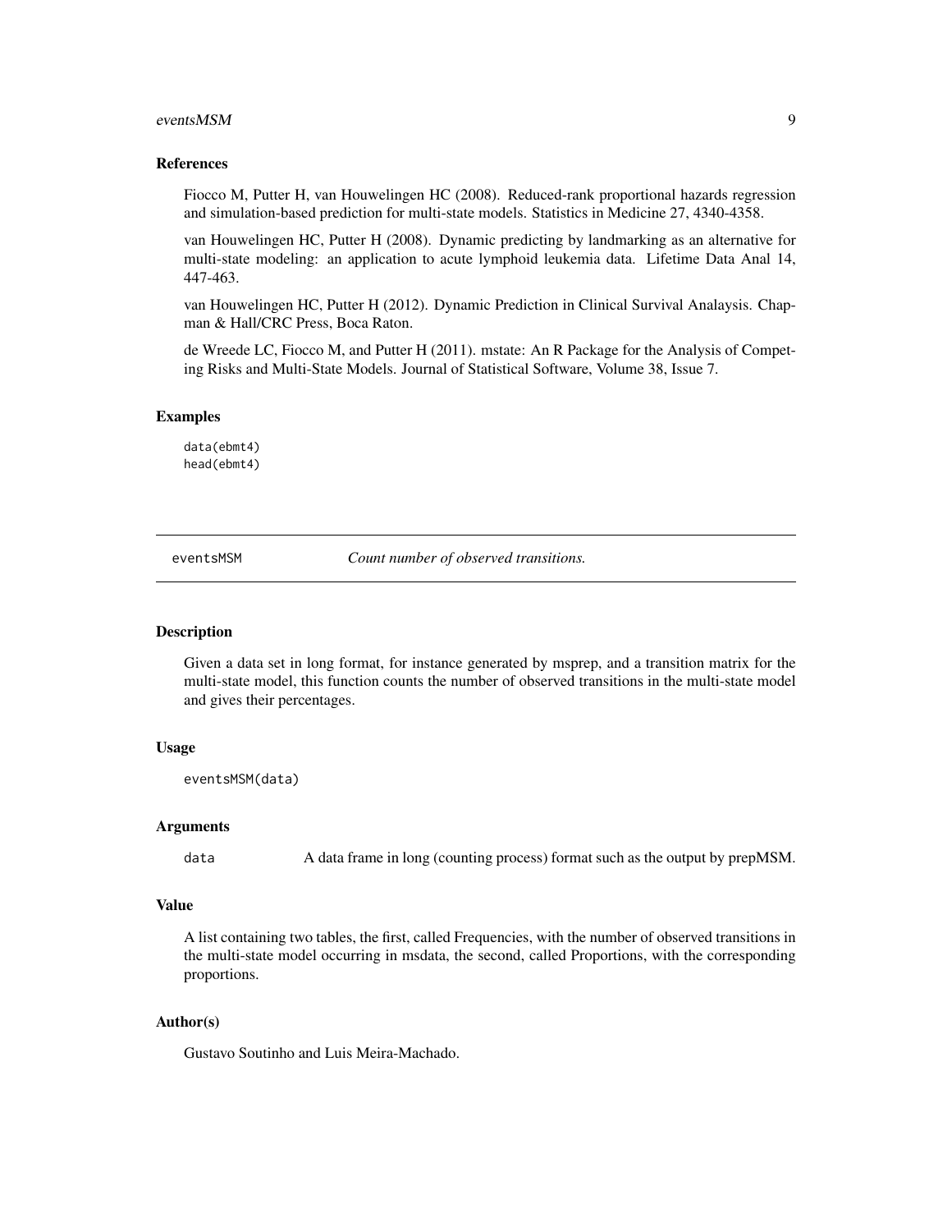### References

Fiocco M, Putter H, van Houwelingen HC (2008). Reduced-rank proportional hazards regression and simulation-based prediction for multi-state models. Statistics in Medicine 27, 4340-4358.

van Houwelingen HC, Putter H (2008). Dynamic predicting by landmarking as an alternative for multi-state modeling: an application to acute lymphoid leukemia data. Lifetime Data Anal 14, 447-463.

van Houwelingen HC, Putter H (2012). Dynamic Prediction in Clinical Survival Analaysis. Chapman & Hall/CRC Press, Boca Raton.

de Wreede LC, Fiocco M, and Putter H (2011). mstate: An R Package for the Analysis of Competing Risks and Multi-State Models. Journal of Statistical Software, Volume 38, Issue 7.

### Examples

```
data(ebmt4)
head(ebmt4)
```

---

## eventsMSM *Count number of observed transitions.*

---

### Description

Given a data set in long format, for instance generated by msprep, and a transition matrix for the multi-state model, this function counts the number of observed transitions in the multi-state model and gives their percentages.

### Usage

```
eventsMSM(data)
```

### Arguments

`data` A data frame in long (counting process) format such as the output by prepMSM.

### Value

A list containing two tables, the first, called Frequencies, with the number of observed transitions in the multi-state model occurring in msdata, the second, called Proportions, with the corresponding proportions.

### Author(s)

Gustavo Soutinho and Luis Meira-Machado.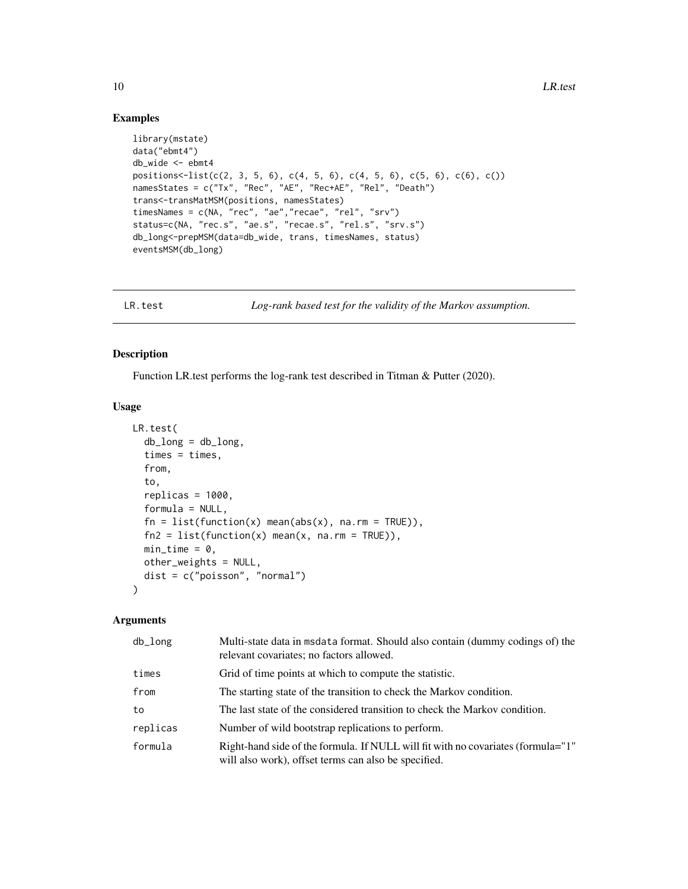## Examples

```
library(mstate)
data("ebmt4")
db_wide <- ebmt4
positions<-list(c(2, 3, 5, 6), c(4, 5, 6), c(4, 5, 6), c(5, 6), c(6), c())
namesStates = c("Tx", "Rec", "AE", "Rec+AE", "Rel", "Death")
trans<-transMatMSM(positions, namesStates)
timesNames = c(NA, "rec", "ae","recae", "rel", "srv")
status=c(NA, "rec.s", "ae.s", "recae.s", "rel.s", "srv.s")
db_long<-prepMSM(data=db_wide, trans, timesNames, status)
eventsMSM(db_long)
```

# LR.test — *Log-rank based test for the validity of the Markov assumption.*

## Description

Function LR.test performs the log-rank test described in Titman & Putter (2020).

## Usage

```
LR.test(
  db_long = db_long,
  times = times,
  from,
  to,
  replicas = 1000,
  formula = NULL,
  fn = list(function(x) mean(abs(x), na.rm = TRUE)),
  fn2 = list(function(x) mean(x, na.rm = TRUE)),
  min_time = 0,
  other_weights = NULL,
  dist = c("poisson", "normal")
)
```

## Arguments

| | |
|---|---|
| db_long | Multi-state data in msdata format. Should also contain (dummy codings of) the relevant covariates; no factors allowed. |
| times | Grid of time points at which to compute the statistic. |
| from | The starting state of the transition to check the Markov condition. |
| to | The last state of the considered transition to check the Markov condition. |
| replicas | Number of wild bootstrap replications to perform. |
| formula | Right-hand side of the formula. If NULL will fit with no covariates (formula="1" will also work), offset terms can also be specified. |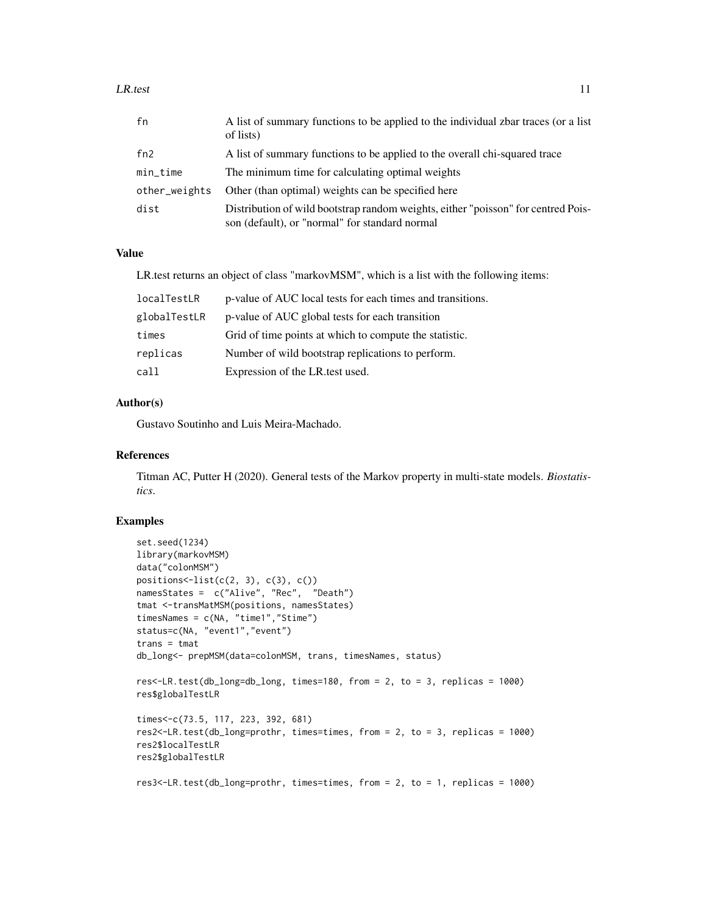| | |
|---|---|
| fn | A list of summary functions to be applied to the individual zbar traces (or a list of lists) |
| fn2 | A list of summary functions to be applied to the overall chi-squared trace |
| min_time | The minimum time for calculating optimal weights |
| other_weights | Other (than optimal) weights can be specified here |
| dist | Distribution of wild bootstrap random weights, either "poisson" for centred Poisson (default), or "normal" for standard normal |

### Value

LR.test returns an object of class "markovMSM", which is a list with the following items:

| | |
|---|---|
| localTestLR | p-value of AUC local tests for each times and transitions. |
| globalTestLR | p-value of AUC global tests for each transition |
| times | Grid of time points at which to compute the statistic. |
| replicas | Number of wild bootstrap replications to perform. |
| call | Expression of the LR.test used. |

### Author(s)

Gustavo Soutinho and Luis Meira-Machado.

### References

Titman AC, Putter H (2020). General tests of the Markov property in multi-state models. *Biostatistics*.

### Examples

```
set.seed(1234)
library(markovMSM)
data("colonMSM")
positions<-list(c(2, 3), c(3), c())
namesStates =  c("Alive", "Rec",  "Death")
tmat <-transMatMSM(positions, namesStates)
timesNames = c(NA, "time1","Stime")
status=c(NA, "event1","event")
trans = tmat
db_long<- prepMSM(data=colonMSM, trans, timesNames, status)

res<-LR.test(db_long=db_long, times=180, from = 2, to = 3, replicas = 1000)
res$globalTestLR

times<-c(73.5, 117, 223, 392, 681)
res2<-LR.test(db_long=prothr, times=times, from = 2, to = 3, replicas = 1000)
res2$localTestLR
res2$globalTestLR

res3<-LR.test(db_long=prothr, times=times, from = 2, to = 1, replicas = 1000)
```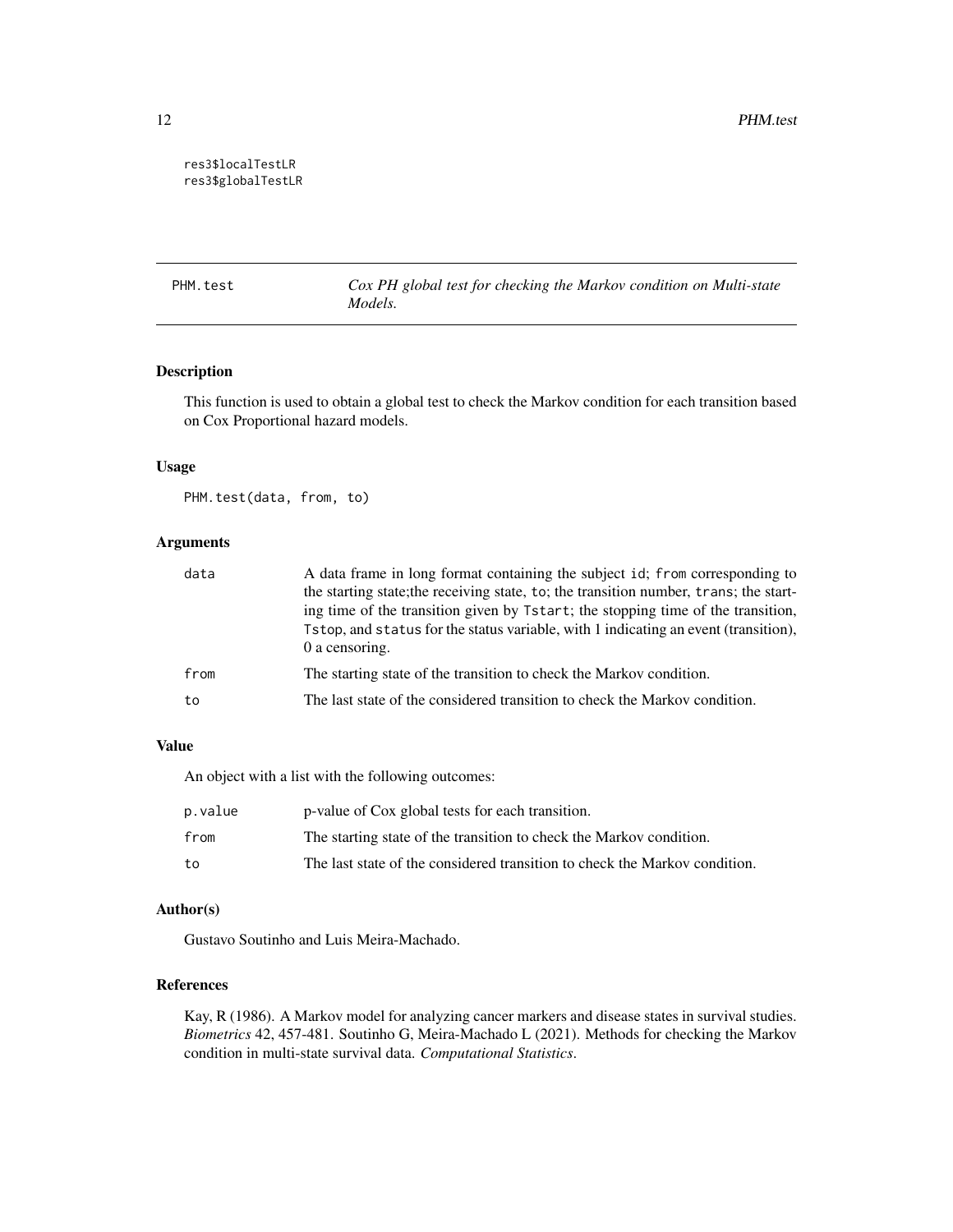```
res3$localTestLR
res3$globalTestLR
```

## PHM.test — *Cox PH global test for checking the Markov condition on Multi-state Models.*

### Description

This function is used to obtain a global test to check the Markov condition for each transition based on Cox Proportional hazard models.

### Usage

```
PHM.test(data, from, to)
```

### Arguments

| | |
|---|---|
| data | A data frame in long format containing the subject id; from corresponding to the starting state;the receiving state, to; the transition number, trans; the starting time of the transition given by Tstart; the stopping time of the transition, Tstop, and status for the status variable, with 1 indicating an event (transition), 0 a censoring. |
| from | The starting state of the transition to check the Markov condition. |
| to | The last state of the considered transition to check the Markov condition. |

### Value

An object with a list with the following outcomes:

| | |
|---|---|
| p.value | p-value of Cox global tests for each transition. |
| from | The starting state of the transition to check the Markov condition. |
| to | The last state of the considered transition to check the Markov condition. |

### Author(s)

Gustavo Soutinho and Luis Meira-Machado.

### References

Kay, R (1986). A Markov model for analyzing cancer markers and disease states in survival studies. *Biometrics* 42, 457-481. Soutinho G, Meira-Machado L (2021). Methods for checking the Markov condition in multi-state survival data. *Computational Statistics*.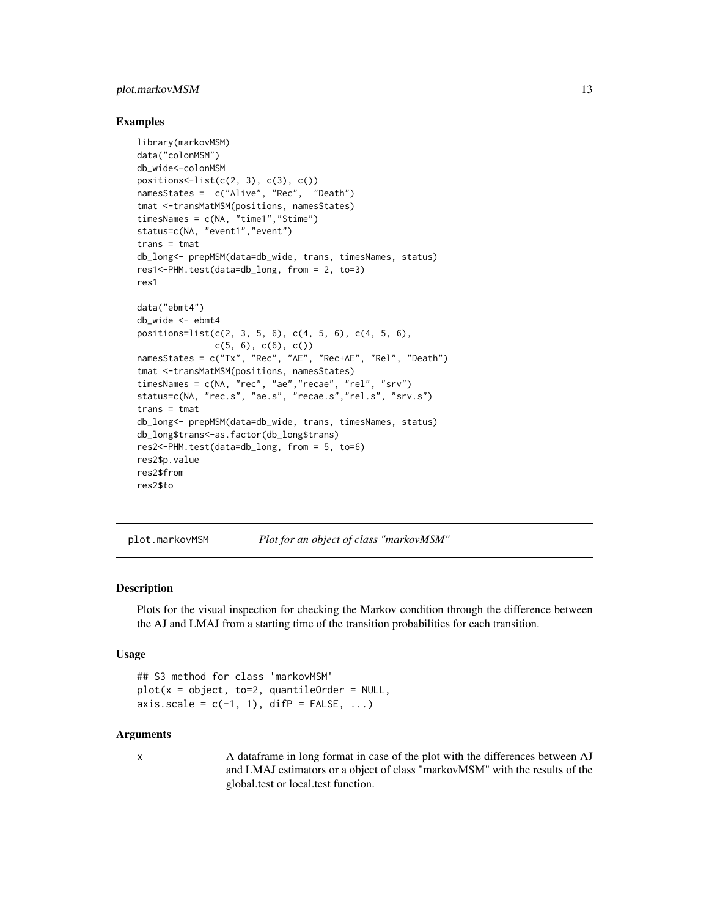## Examples

```
library(markovMSM)
data("colonMSM")
db_wide<-colonMSM
positions<-list(c(2, 3), c(3), c())
namesStates =  c("Alive", "Rec",  "Death")
tmat <-transMatMSM(positions, namesStates)
timesNames = c(NA, "time1","Stime")
status=c(NA, "event1","event")
trans = tmat
db_long<- prepMSM(data=db_wide, trans, timesNames, status)
res1<-PHM.test(data=db_long, from = 2, to=3)
res1

data("ebmt4")
db_wide <- ebmt4
positions=list(c(2, 3, 5, 6), c(4, 5, 6), c(4, 5, 6),
               c(5, 6), c(6), c())
namesStates = c("Tx", "Rec", "AE", "Rec+AE", "Rel", "Death")
tmat <-transMatMSM(positions, namesStates)
timesNames = c(NA, "rec", "ae","recae", "rel", "srv")
status=c(NA, "rec.s", "ae.s", "recae.s","rel.s", "srv.s")
trans = tmat
db_long<- prepMSM(data=db_wide, trans, timesNames, status)
db_long$trans<-as.factor(db_long$trans)
res2<-PHM.test(data=db_long, from = 5, to=6)
res2$p.value
res2$from
res2$to
```

---

# plot.markovMSM — *Plot for an object of class "markovMSM"*

## Description

Plots for the visual inspection for checking the Markov condition through the difference between the AJ and LMAJ from a starting time of the transition probabilities for each transition.

## Usage

```
## S3 method for class 'markovMSM'
plot(x = object, to=2, quantileOrder = NULL,
axis.scale = c(-1, 1), difP = FALSE, ...)
```

## Arguments

| | |
|---|---|
| x | A dataframe in long format in case of the plot with the differences between AJ and LMAJ estimators or a object of class "markovMSM" with the results of the global.test or local.test function. |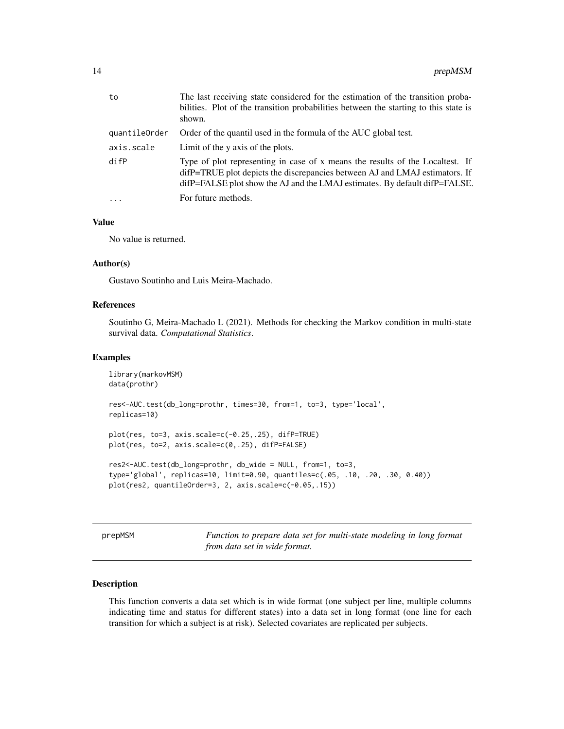| | |
|---|---|
| to | The last receiving state considered for the estimation of the transition probabilities. Plot of the transition probabilities between the starting to this state is shown. |
| quantileOrder | Order of the quantil used in the formula of the AUC global test. |
| axis.scale | Limit of the y axis of the plots. |
| difP | Type of plot representing in case of x means the results of the Localtest. If difP=TRUE plot depicts the discrepancies between AJ and LMAJ estimators. If difP=FALSE plot show the AJ and the LMAJ estimates. By default difP=FALSE. |
| ... | For future methods. |

### Value

No value is returned.

### Author(s)

Gustavo Soutinho and Luis Meira-Machado.

### References

Soutinho G, Meira-Machado L (2021). Methods for checking the Markov condition in multi-state survival data. *Computational Statistics*.

### Examples

```
library(markovMSM)
data(prothr)

res<-AUC.test(db_long=prothr, times=30, from=1, to=3, type='local',
replicas=10)

plot(res, to=3, axis.scale=c(-0.25,.25), difP=TRUE)
plot(res, to=2, axis.scale=c(0,.25), difP=FALSE)

res2<-AUC.test(db_long=prothr, db_wide = NULL, from=1, to=3,
type='global', replicas=10, limit=0.90, quantiles=c(.05, .10, .20, .30, 0.40))
plot(res2, quantileOrder=3, 2, axis.scale=c(-0.05,.15))
```

## prepMSM — *Function to prepare data set for multi-state modeling in long format from data set in wide format.*

### Description

This function converts a data set which is in wide format (one subject per line, multiple columns indicating time and status for different states) into a data set in long format (one line for each transition for which a subject is at risk). Selected covariates are replicated per subjects.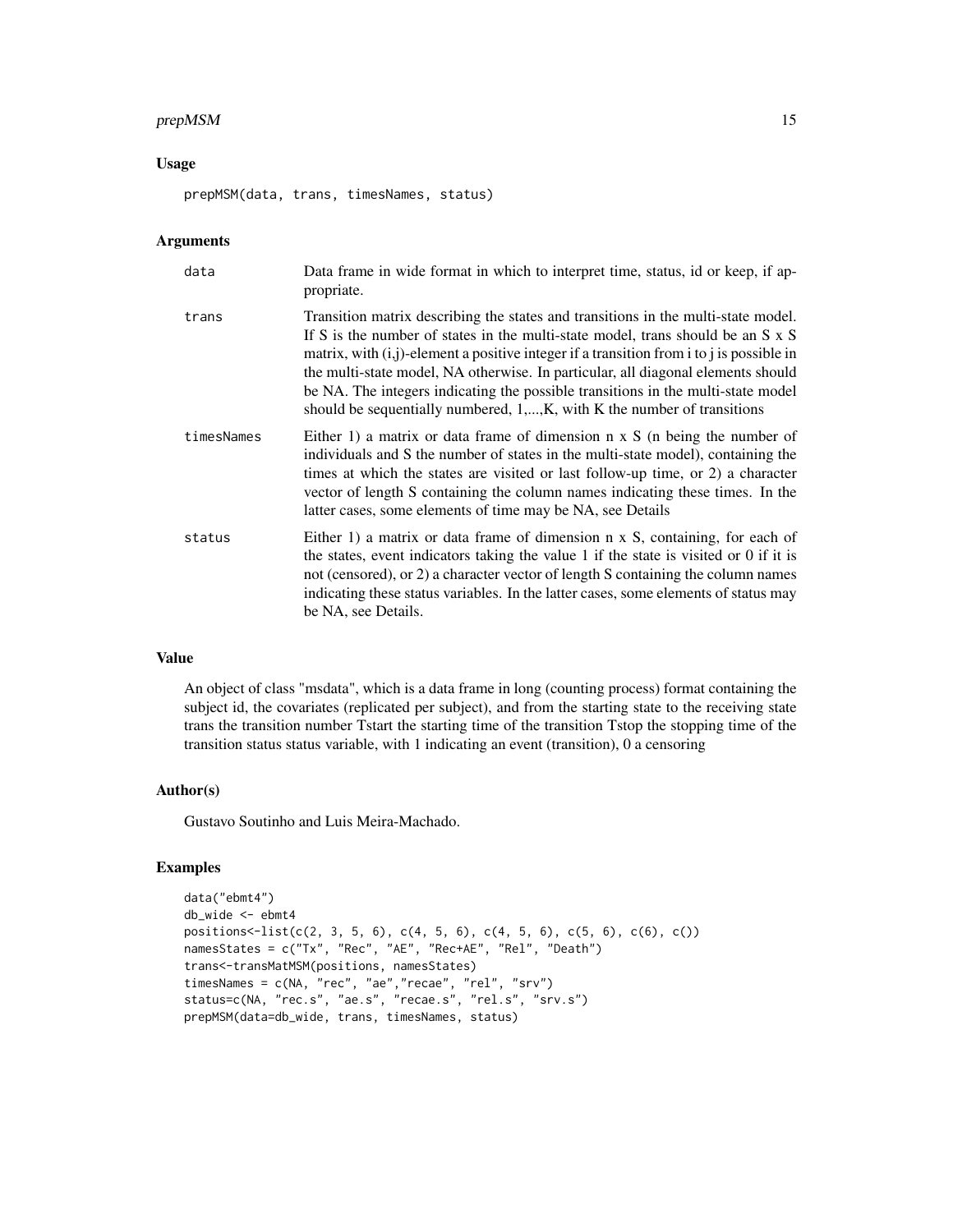### Usage

```
prepMSM(data, trans, timesNames, status)
```

### Arguments

| | |
|---|---|
| `data` | Data frame in wide format in which to interpret time, status, id or keep, if appropriate. |
| `trans` | Transition matrix describing the states and transitions in the multi-state model. If S is the number of states in the multi-state model, trans should be an S x S matrix, with (i,j)-element a positive integer if a transition from i to j is possible in the multi-state model, NA otherwise. In particular, all diagonal elements should be NA. The integers indicating the possible transitions in the multi-state model should be sequentially numbered, 1,...,K, with K the number of transitions |
| `timesNames` | Either 1) a matrix or data frame of dimension n x S (n being the number of individuals and S the number of states in the multi-state model), containing the times at which the states are visited or last follow-up time, or 2) a character vector of length S containing the column names indicating these times. In the latter cases, some elements of time may be NA, see Details |
| `status` | Either 1) a matrix or data frame of dimension n x S, containing, for each of the states, event indicators taking the value 1 if the state is visited or 0 if it is not (censored), or 2) a character vector of length S containing the column names indicating these status variables. In the latter cases, some elements of status may be NA, see Details. |

### Value

An object of class "msdata", which is a data frame in long (counting process) format containing the subject id, the covariates (replicated per subject), and from the starting state to the receiving state trans the transition number Tstart the starting time of the transition Tstop the stopping time of the transition status status variable, with 1 indicating an event (transition), 0 a censoring

### Author(s)

Gustavo Soutinho and Luis Meira-Machado.

### Examples

```
data("ebmt4")
db_wide <- ebmt4
positions<-list(c(2, 3, 5, 6), c(4, 5, 6), c(4, 5, 6), c(5, 6), c(6), c())
namesStates = c("Tx", "Rec", "AE", "Rec+AE", "Rel", "Death")
trans<-transMatMSM(positions, namesStates)
timesNames = c(NA, "rec", "ae","recae", "rel", "srv")
status=c(NA, "rec.s", "ae.s", "recae.s", "rel.s", "srv.s")
prepMSM(data=db_wide, trans, timesNames, status)
```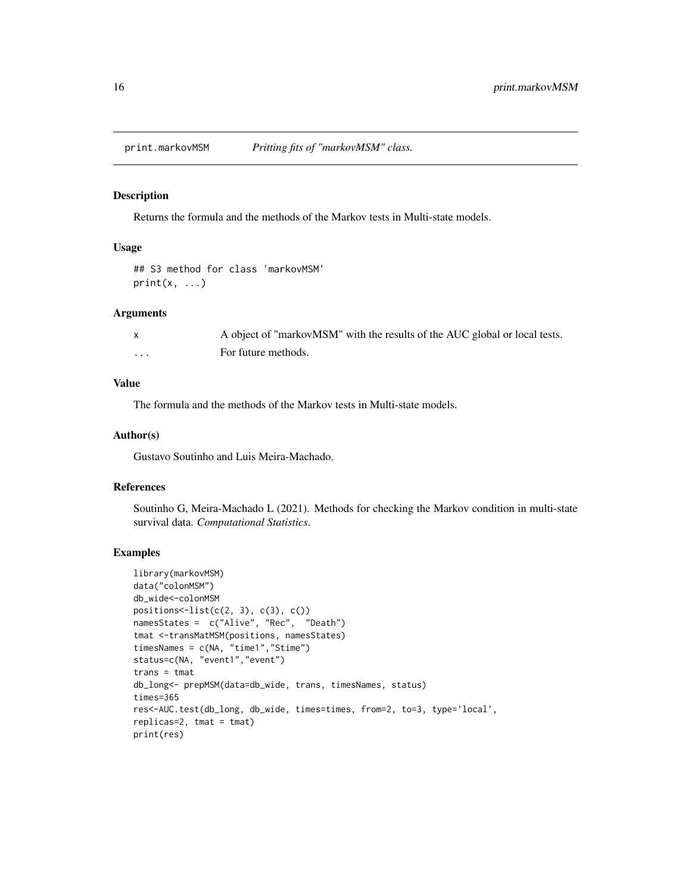## print.markovMSM *Pritting fits of "markovMSM" class.*

### Description

Returns the formula and the methods of the Markov tests in Multi-state models.

### Usage

```
## S3 method for class 'markovMSM'
print(x, ...)
```

### Arguments

| | |
|---|---|
| x | A object of "markovMSM" with the results of the AUC global or local tests. |
| ... | For future methods. |

### Value

The formula and the methods of the Markov tests in Multi-state models.

### Author(s)

Gustavo Soutinho and Luis Meira-Machado.

### References

Soutinho G, Meira-Machado L (2021). Methods for checking the Markov condition in multi-state survival data. *Computational Statistics*.

### Examples

```
library(markovMSM)
data("colonMSM")
db_wide<-colonMSM
positions<-list(c(2, 3), c(3), c())
namesStates =  c("Alive", "Rec",  "Death")
tmat <-transMatMSM(positions, namesStates)
timesNames = c(NA, "time1","Stime")
status=c(NA, "event1","event")
trans = tmat
db_long<- prepMSM(data=db_wide, trans, timesNames, status)
times=365
res<-AUC.test(db_long, db_wide, times=times, from=2, to=3, type='local',
replicas=2, tmat = tmat)
print(res)
```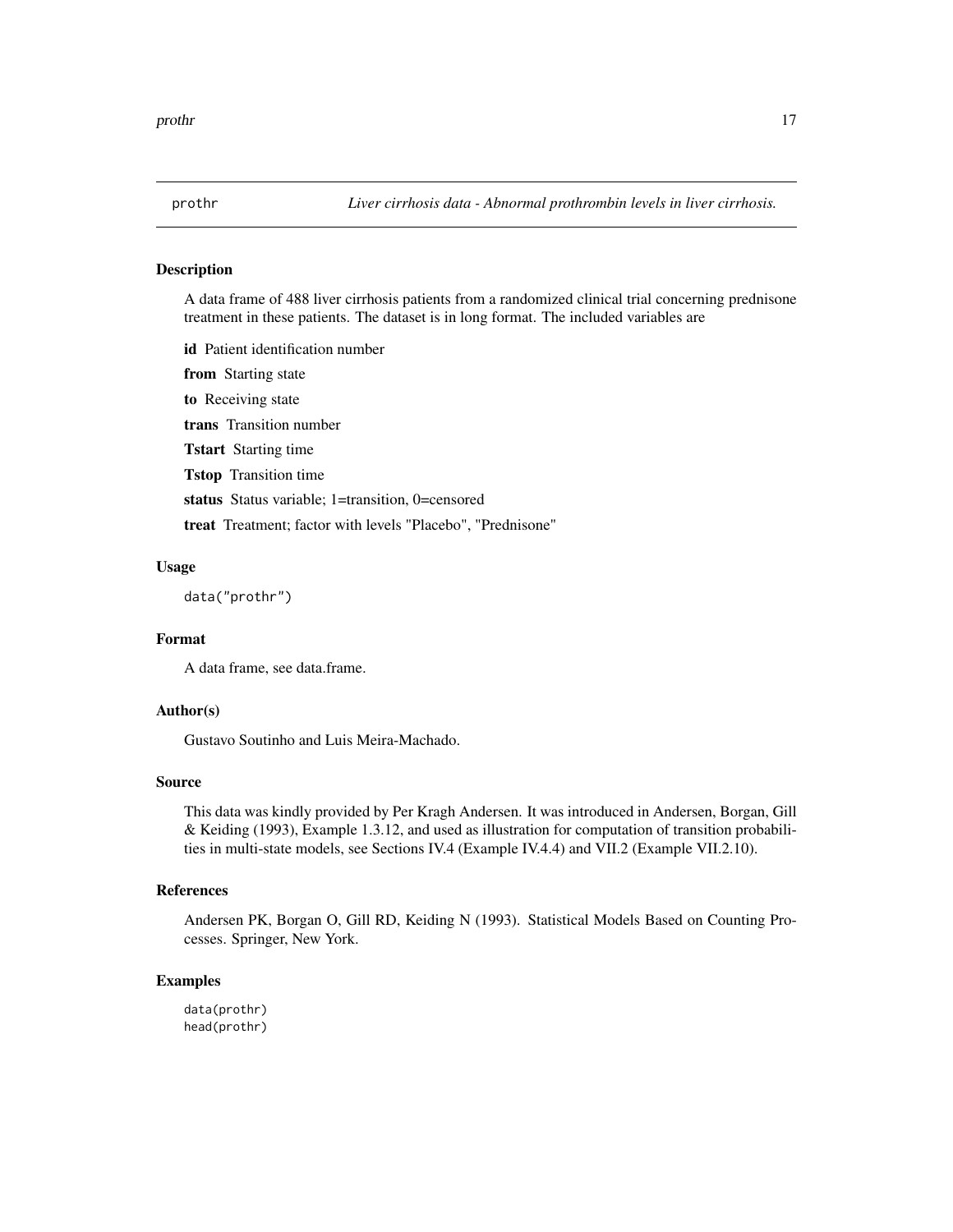`prothr` *Liver cirrhosis data - Abnormal prothrombin levels in liver cirrhosis.*

## Description

A data frame of 488 liver cirrhosis patients from a randomized clinical trial concerning prednisone treatment in these patients. The dataset is in long format. The included variables are

**id** Patient identification number

**from** Starting state

**to** Receiving state

**trans** Transition number

**Tstart** Starting time

**Tstop** Transition time

**status** Status variable; 1=transition, 0=censored

**treat** Treatment; factor with levels "Placebo", "Prednisone"

## Usage

```
data("prothr")
```

## Format

A data frame, see data.frame.

## Author(s)

Gustavo Soutinho and Luis Meira-Machado.

## Source

This data was kindly provided by Per Kragh Andersen. It was introduced in Andersen, Borgan, Gill & Keiding (1993), Example 1.3.12, and used as illustration for computation of transition probabilities in multi-state models, see Sections IV.4 (Example IV.4.4) and VII.2 (Example VII.2.10).

## References

Andersen PK, Borgan O, Gill RD, Keiding N (1993). Statistical Models Based on Counting Processes. Springer, New York.

## Examples

```
data(prothr)
head(prothr)
```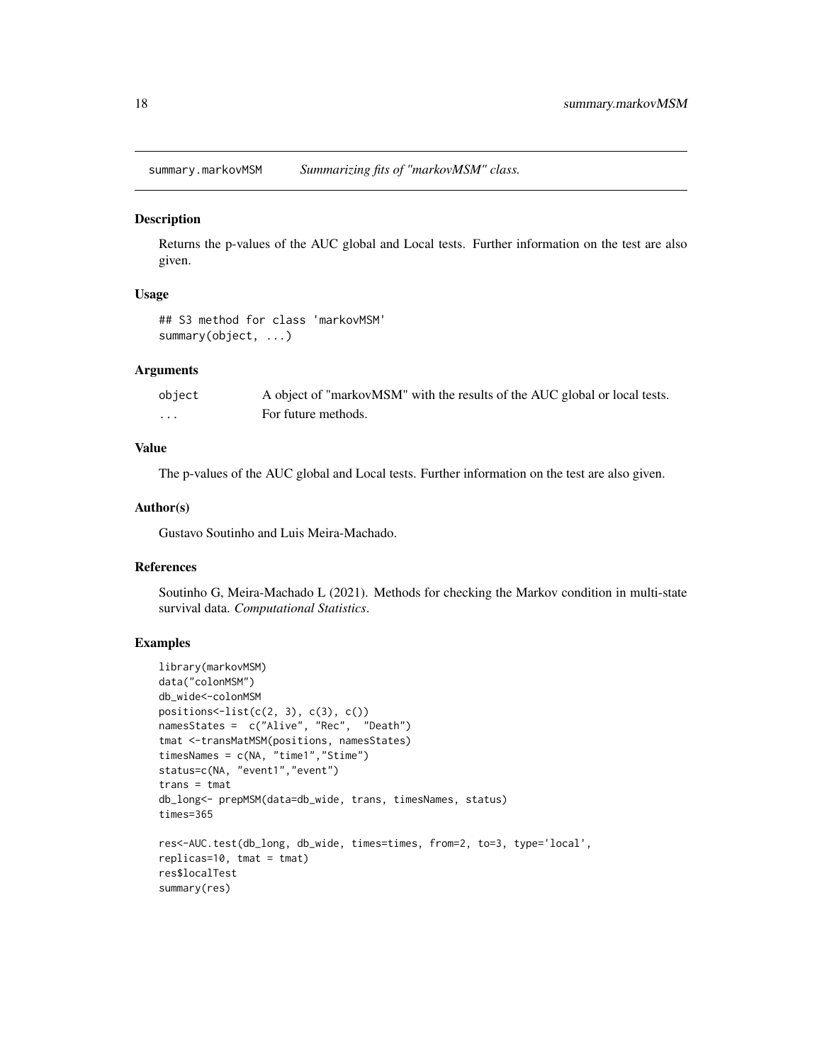## summary.markovMSM *Summarizing fits of "markovMSM" class.*

### Description

Returns the p-values of the AUC global and Local tests. Further information on the test are also given.

### Usage

```
## S3 method for class 'markovMSM'
summary(object, ...)
```

### Arguments

| | |
|---|---|
| object | A object of "markovMSM" with the results of the AUC global or local tests. |
| ... | For future methods. |

### Value

The p-values of the AUC global and Local tests. Further information on the test are also given.

### Author(s)

Gustavo Soutinho and Luis Meira-Machado.

### References

Soutinho G, Meira-Machado L (2021). Methods for checking the Markov condition in multi-state survival data. *Computational Statistics*.

### Examples

```
library(markovMSM)
data("colonMSM")
db_wide<-colonMSM
positions<-list(c(2, 3), c(3), c())
namesStates =  c("Alive", "Rec",  "Death")
tmat <-transMatMSM(positions, namesStates)
timesNames = c(NA, "time1","Stime")
status=c(NA, "event1","event")
trans = tmat
db_long<- prepMSM(data=db_wide, trans, timesNames, status)
times=365

res<-AUC.test(db_long, db_wide, times=times, from=2, to=3, type='local',
replicas=10, tmat = tmat)
res$localTest
summary(res)
```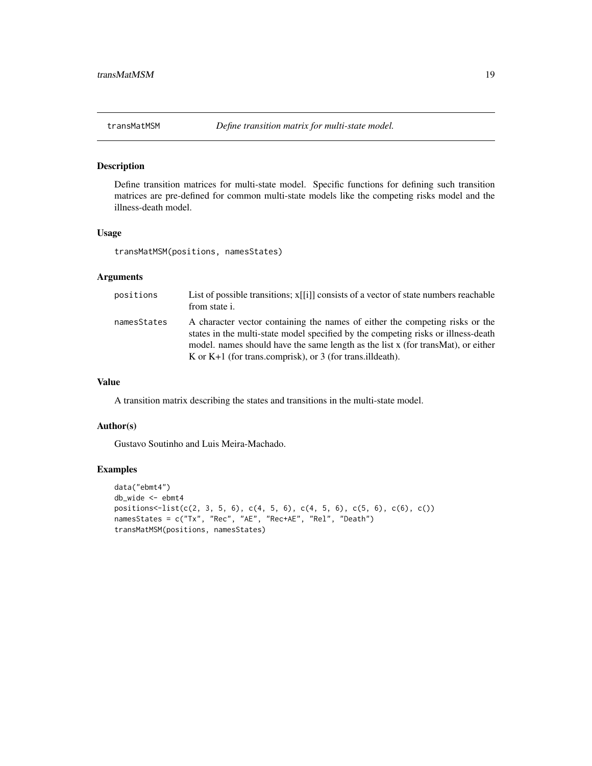## transMatMSM *Define transition matrix for multi-state model.*

### Description

Define transition matrices for multi-state model. Specific functions for defining such transition matrices are pre-defined for common multi-state models like the competing risks model and the illness-death model.

### Usage

```
transMatMSM(positions, namesStates)
```

### Arguments

| | |
|---|---|
| positions | List of possible transitions; x[[i]] consists of a vector of state numbers reachable from state i. |
| namesStates | A character vector containing the names of either the competing risks or the states in the multi-state model specified by the competing risks or illness-death model. names should have the same length as the list x (for transMat), or either K or K+1 (for trans.comprisk), or 3 (for trans.illdeath). |

### Value

A transition matrix describing the states and transitions in the multi-state model.

### Author(s)

Gustavo Soutinho and Luis Meira-Machado.

### Examples

```
data("ebmt4")
db_wide <- ebmt4
positions<-list(c(2, 3, 5, 6), c(4, 5, 6), c(4, 5, 6), c(5, 6), c(6), c())
namesStates = c("Tx", "Rec", "AE", "Rec+AE", "Rel", "Death")
transMatMSM(positions, namesStates)
```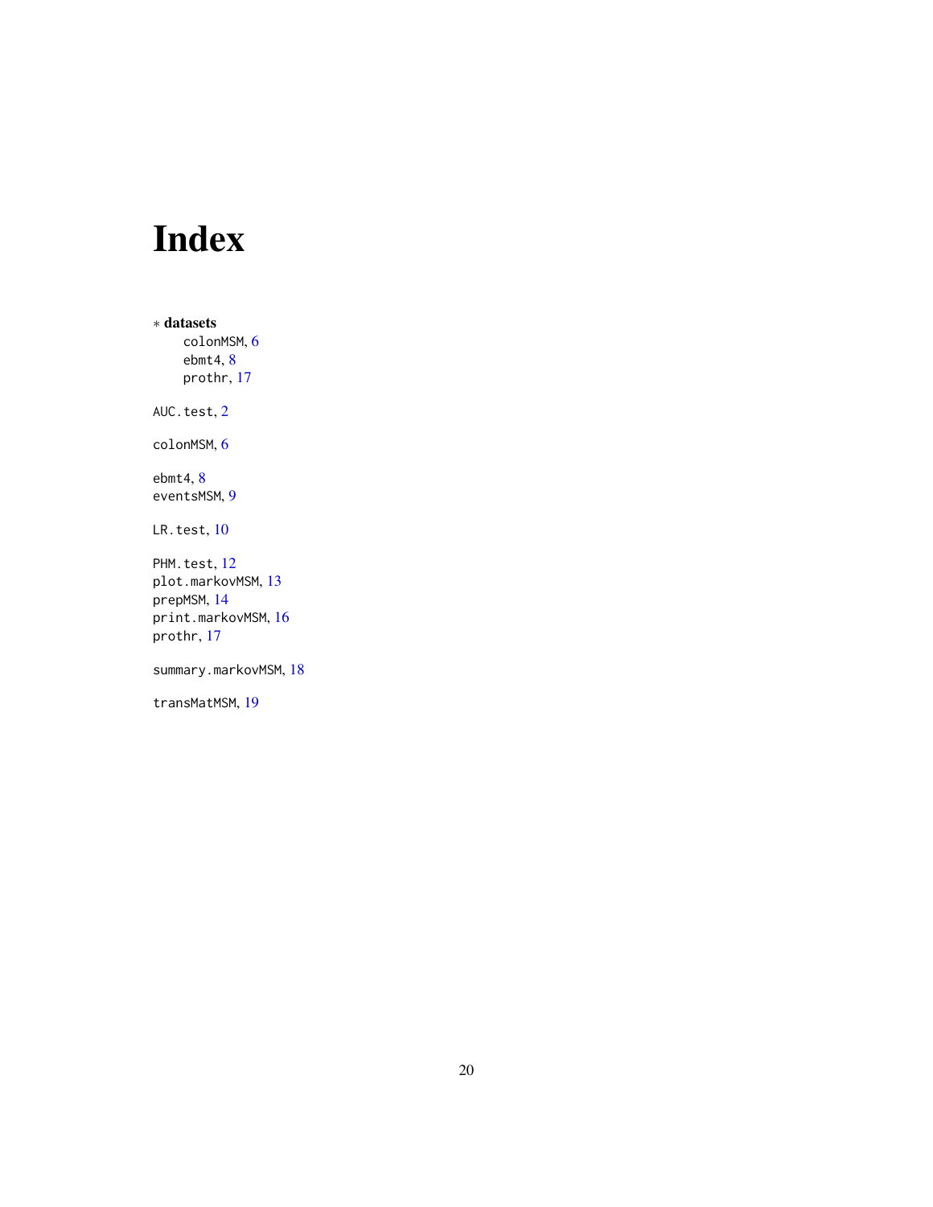# Index

* **datasets**
  - colonMSM, 6
  - ebmt4, 8
  - prothr, 17

AUC.test, 2

colonMSM, 6

ebmt4, 8
eventsMSM, 9

LR.test, 10

PHM.test, 12
plot.markovMSM, 13
prepMSM, 14
print.markovMSM, 16
prothr, 17

summary.markovMSM, 18

transMatMSM, 19